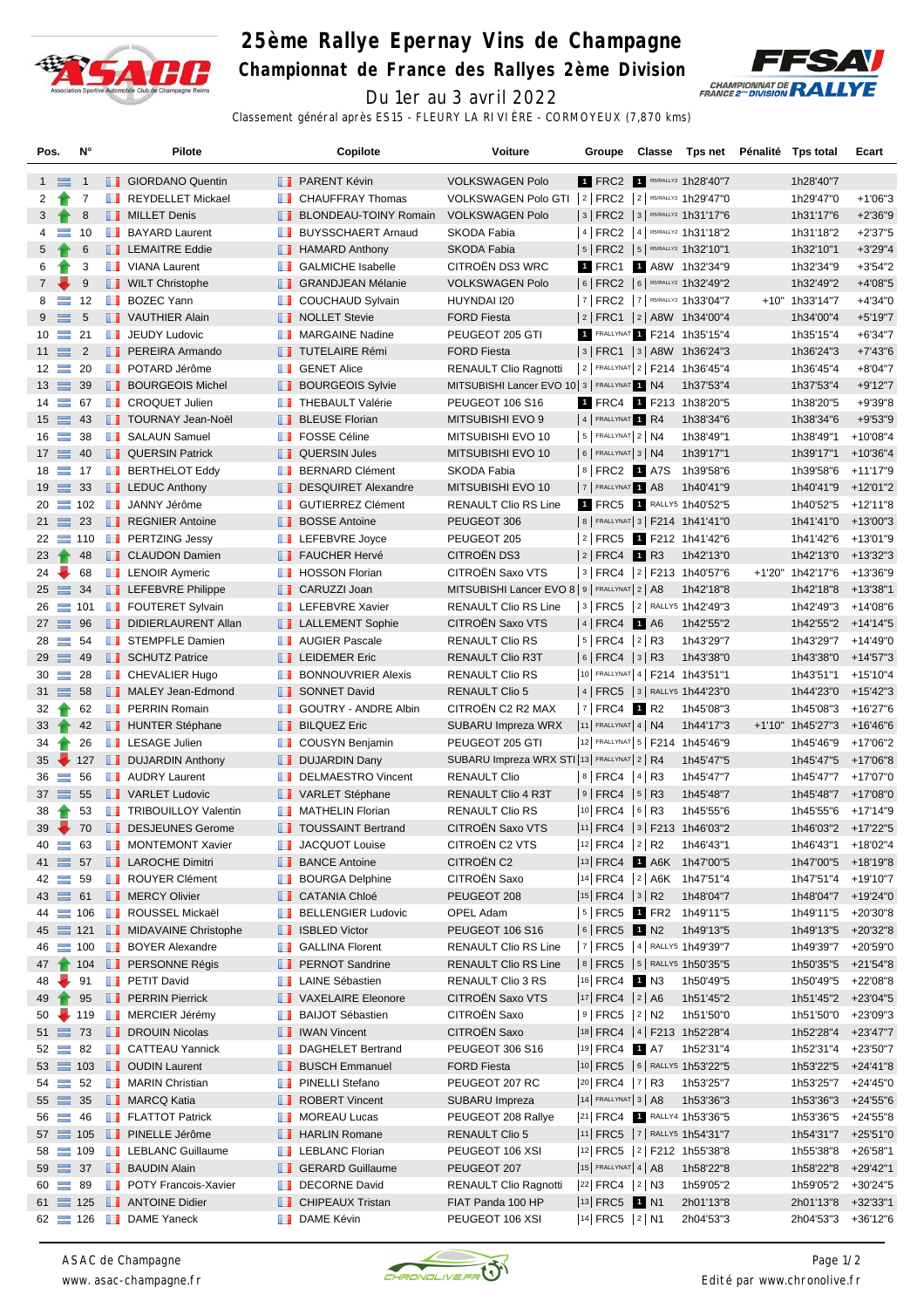# 25ème Rallye Epernay Vins de Champagne

## Championnat de France des Rallyes 2ème Division

Du 1er au 3 avril 2022

Classement général après ES15 - FLEURY LA RIVIÈRE - CORMOYEUX (7,870 kms)

| Pos. | N° | Pilote | Copilote | Voiture | Groupe | Classe | Tps net | Pénalité | Tps total | Ecart |
|---|---|---|---|---|---|---|---|---|---|---|
| 1 | 1 | GIORDANO Quentin | PARENT Kévin | VOLKSWAGEN Polo | 1 FRC2 | 1 R5/RALLY2 | 1h28'40"7 | | 1h28'40"7 | |
| 2 | 7 | REYDELLET Mickael | CHAUFFRAY Thomas | VOLKSWAGEN Polo GTI | 2 FRC2 | 2 R5/RALLY2 | 1h29'47"0 | | 1h29'47"0 | +1'06"3 |
| 3 | 8 | MILLET Denis | BLONDEAU-TOINY Romain | VOLKSWAGEN Polo | 3 FRC2 | 3 R5/RALLY2 | 1h31'17"6 | | 1h31'17"6 | +2'36"9 |
| 4 | 10 | BAYARD Laurent | BUYSSCHAERT Arnaud | SKODA Fabia | 4 FRC2 | 4 R5/RALLY2 | 1h31'18"2 | | 1h31'18"2 | +2'37"5 |
| 5 | 6 | LEMAITRE Eddie | HAMARD Anthony | SKODA Fabia | 5 FRC2 | 5 R5/RALLY2 | 1h32'10"1 | | 1h32'10"1 | +3'29"4 |
| 6 | 3 | VIANA Laurent | GALMICHE Isabelle | CITROËN DS3 WRC | 1 FRC1 | 1 A8W | 1h32'34"9 | | 1h32'34"9 | +3'54"2 |
| 7 | 9 | WILT Christophe | GRANDJEAN Mélanie | VOLKSWAGEN Polo | 6 FRC2 | 6 R5/RALLY2 | 1h32'49"2 | | 1h32'49"2 | +4'08"5 |
| 8 | 12 | BOZEC Yann | COUCHAUD Sylvain | HUYNDAI I20 | 7 FRC2 | 7 R5/RALLY2 | 1h33'04"7 | +10" | 1h33'14"7 | +4'34"0 |
| 9 | 5 | VAUTHIER Alain | NOLLET Stevie | FORD Fiesta | 2 FRC1 | 2 A8W | 1h34'00"4 | | 1h34'00"4 | +5'19"7 |
| 10 | 21 | JEUDY Ludovic | MARGAINE Nadine | PEUGEOT 205 GTI | 1 FRALLYNAT | 1 F214 | 1h35'15"4 | | 1h35'15"4 | +6'34"7 |
| 11 | 2 | PEREIRA Armando | TUTELAIRE Rémi | FORD Fiesta | 3 FRC1 | 3 A8W | 1h36'24"3 | | 1h36'24"3 | +7'43"6 |
| 12 | 20 | POTARD Jérôme | GENET Alice | RENAULT Clio Ragnotti | 2 FRALLYNAT | 2 F214 | 1h36'45"4 | | 1h36'45"4 | +8'04"7 |
| 13 | 39 | BOURGEOIS Michel | BOURGEOIS Sylvie | MITSUBISHI Lancer EVO 10 | 3 FRALLYNAT | 1 N4 | 1h37'53"4 | | 1h37'53"4 | +9'12"7 |
| 14 | 67 | CROQUET Julien | THEBAULT Valérie | PEUGEOT 106 S16 | 1 FRC4 | 1 F213 | 1h38'20"5 | | 1h38'20"5 | +9'39"8 |
| 15 | 43 | TOURNAY Jean-Noël | BLEUSE Florian | MITSUBISHI EVO 9 | 4 FRALLYNAT | 1 R4 | 1h38'34"6 | | 1h38'34"6 | +9'53"9 |
| 16 | 38 | SALAUN Samuel | FOSSE Céline | MITSUBISHI EVO 10 | 5 FRALLYNAT | 2 N4 | 1h38'49"1 | | 1h38'49"1 | +10'08"4 |
| 17 | 40 | QUERSIN Patrick | QUERSIN Jules | MITSUBISHI EVO 10 | 6 FRALLYNAT | 3 N4 | 1h39'17"1 | | 1h39'17"1 | +10'36"4 |
| 18 | 17 | BERTHELOT Eddy | BERNARD Clément | SKODA Fabia | 8 FRC2 | 1 A7S | 1h39'58"6 | | 1h39'58"6 | +11'17"9 |
| 19 | 33 | LEDUC Anthony | DESQUIRET Alexandre | MITSUBISHI EVO 10 | 7 FRALLYNAT | 1 A8 | 1h40'41"9 | | 1h40'41"9 | +12'01"2 |
| 20 | 102 | JANNY Jérôme | GUTIERREZ Clément | RENAULT Clio RS Line | 1 FRC5 | 1 RALLY5 | 1h40'52"5 | | 1h40'52"5 | +12'11"8 |
| 21 | 23 | REGNIER Antoine | BOSSE Antoine | PEUGEOT 306 | 8 FRALLYNAT | 3 F214 | 1h41'41"0 | | 1h41'41"0 | +13'00"3 |
| 22 | 110 | PERTZING Jessy | LEFEBVRE Joyce | PEUGEOT 205 | 2 FRC5 | 1 F212 | 1h41'42"6 | | 1h41'42"6 | +13'01"9 |
| 23 | 48 | CLAUDON Damien | FAUCHER Hervé | CITROËN DS3 | 2 FRC4 | 1 R3 | 1h42'13"0 | | 1h42'13"0 | +13'32"3 |
| 24 | 68 | LENOIR Aymeric | HOSSON Florian | CITROËN Saxo VTS | 3 FRC4 | 2 F213 | 1h40'57"6 | +1'20" | 1h42'17"6 | +13'36"9 |
| 25 | 34 | LEFEBVRE Philippe | CARUZZI Joan | MITSUBISHI Lancer EVO 8 | 9 FRALLYNAT | 2 A8 | 1h42'18"8 | | 1h42'18"8 | +13'38"1 |
| 26 | 101 | FOUTERET Sylvain | LEFEBVRE Xavier | RENAULT Clio RS Line | 3 FRC5 | 2 RALLY5 | 1h42'49"3 | | 1h42'49"3 | +14'08"6 |
| 27 | 96 | DIDIERLAURENT Allan | LALLEMENT Sophie | CITROËN Saxo VTS | 4 FRC4 | 1 A6 | 1h42'55"2 | | 1h42'55"2 | +14'14"5 |
| 28 | 54 | STEMPFLE Damien | AUGIER Pascale | RENAULT Clio RS | 5 FRC4 | 2 R3 | 1h43'29"7 | | 1h43'29"7 | +14'49"0 |
| 29 | 49 | SCHUTZ Patrice | LEIDEMER Eric | RENAULT Clio R3T | 6 FRC4 | 3 R3 | 1h43'38"0 | | 1h43'38"0 | +14'57"3 |
| 30 | 28 | CHEVALIER Hugo | BONNOUVRIER Alexis | RENAULT Clio RS | 10 FRALLYNAT | 4 F214 | 1h43'51"1 | | 1h43'51"1 | +15'10"4 |
| 31 | 58 | MALEY Jean-Edmond | SONNET David | RENAULT Clio 5 | 4 FRC5 | 3 RALLY5 | 1h44'23"0 | | 1h44'23"0 | +15'42"3 |
| 32 | 62 | PERRIN Romain | GOUTRY - ANDRE Albin | CITROËN C2 R2 MAX | 7 FRC4 | 1 R2 | 1h45'08"3 | | 1h45'08"3 | +16'27"6 |
| 33 | 42 | HUNTER Stéphane | BILQUEZ Eric | SUBARU Impreza WRX | 11 FRALLYNAT | 4 N4 | 1h44'17"3 | +1'10" | 1h45'27"3 | +16'46"6 |
| 34 | 26 | LESAGE Julien | COUSYN Benjamin | PEUGEOT 205 GTI | 12 FRALLYNAT | 5 F214 | 1h45'46"9 | | 1h45'46"9 | +17'06"2 |
| 35 | 127 | DUJARDIN Anthony | DUJARDIN Dany | SUBARU Impreza WRX STI | 13 FRALLYNAT | 2 R4 | 1h45'47"5 | | 1h45'47"5 | +17'06"8 |
| 36 | 56 | AUDRY Laurent | DELMAESTRO Vincent | RENAULT Clio | 8 FRC4 | 4 R3 | 1h45'47"7 | | 1h45'47"7 | +17'07"0 |
| 37 | 55 | VARLET Ludovic | VARLET Stéphane | RENAULT Clio 4 R3T | 9 FRC4 | 5 R3 | 1h45'48"7 | | 1h45'48"7 | +17'08"0 |
| 38 | 53 | TRIBOUILLOY Valentin | MATHELIN Florian | RENAULT Clio RS | 10 FRC4 | 6 R3 | 1h45'55"6 | | 1h45'55"6 | +17'14"9 |
| 39 | 70 | DESJEUNES Gerome | TOUSSAINT Bertrand | CITROËN Saxo VTS | 11 FRC4 | 3 F213 | 1h46'03"2 | | 1h46'03"2 | +17'22"5 |
| 40 | 63 | MONTEMONT Xavier | JACQUOT Louise | CITROËN C2 VTS | 12 FRC4 | 2 R2 | 1h46'43"1 | | 1h46'43"1 | +18'02"4 |
| 41 | 57 | LAROCHE Dimitri | BANCE Antoine | CITROËN C2 | 13 FRC4 | 1 A6K | 1h47'00"5 | | 1h47'00"5 | +18'19"8 |
| 42 | 59 | ROUYER Clément | BOURGA Delphine | CITROËN Saxo | 14 FRC4 | 2 A6K | 1h47'51"4 | | 1h47'51"4 | +19'10"7 |
| 43 | 61 | MERCY Olivier | CATANIA Chloé | PEUGEOT 208 | 15 FRC4 | 3 R2 | 1h48'04"7 | | 1h48'04"7 | +19'24"0 |
| 44 | 106 | ROUSSEL Mickaël | BELLENGIER Ludovic | OPEL Adam | 5 FRC5 | 1 FR2 | 1h49'11"5 | | 1h49'11"5 | +20'30"8 |
| 45 | 121 | MIDAVAINE Christophe | ISBLED Victor | PEUGEOT 106 S16 | 6 FRC5 | 1 N2 | 1h49'13"5 | | 1h49'13"5 | +20'32"8 |
| 46 | 100 | BOYER Alexandre | GALLINA Florent | RENAULT Clio RS Line | 7 FRC5 | 4 RALLY5 | 1h49'39"7 | | 1h49'39"7 | +20'59"0 |
| 47 | 104 | PERSONNE Régis | PERNOT Sandrine | RENAULT Clio RS Line | 8 FRC5 | 5 RALLY5 | 1h50'35"5 | | 1h50'35"5 | +21'54"8 |
| 48 | 91 | PETIT David | LAINE Sébastien | RENAULT Clio 3 RS | 16 FRC4 | 1 N3 | 1h50'49"5 | | 1h50'49"5 | +22'08"8 |
| 49 | 95 | PERRIN Pierrick | VAXELAIRE Eleonore | CITROËN Saxo VTS | 17 FRC4 | 2 A6 | 1h51'45"2 | | 1h51'45"2 | +23'04"5 |
| 50 | 119 | MERCIER Jérémy | BAIJOT Sébastien | CITROËN Saxo | 9 FRC5 | 2 N2 | 1h51'50"0 | | 1h51'50"0 | +23'09"3 |
| 51 | 73 | DROUIN Nicolas | IWAN Vincent | CITROËN Saxo | 18 FRC4 | 4 F213 | 1h52'28"4 | | 1h52'28"4 | +23'47"7 |
| 52 | 82 | CATTEAU Yannick | DAGHELET Bertrand | PEUGEOT 306 S16 | 19 FRC4 | 1 A7 | 1h52'31"4 | | 1h52'31"4 | +23'50"7 |
| 53 | 103 | OUDIN Laurent | BUSCH Emmanuel | FORD Fiesta | 10 FRC5 | 6 RALLY5 | 1h53'22"5 | | 1h53'22"5 | +24'41"8 |
| 54 | 52 | MARIN Christian | PINELLI Stefano | PEUGEOT 207 RC | 20 FRC4 | 7 R3 | 1h53'25"7 | | 1h53'25"7 | +24'45"0 |
| 55 | 35 | MARCQ Katia | ROBERT Vincent | SUBARU Impreza | 14 FRALLYNAT | 3 A8 | 1h53'36"3 | | 1h53'36"3 | +24'55"6 |
| 56 | 46 | FLATTOT Patrick | MOREAU Lucas | PEUGEOT 208 Rallye | 21 FRC4 | 1 RALLY4 | 1h53'36"5 | | 1h53'36"5 | +24'55"8 |
| 57 | 105 | PINELLE Jérôme | HARLIN Romane | RENAULT Clio 5 | 11 FRC5 | 7 RALLY5 | 1h54'31"7 | | 1h54'31"7 | +25'51"0 |
| 58 | 109 | LEBLANC Guillaume | LEBLANC Florian | PEUGEOT 106 XSI | 12 FRC5 | 2 F212 | 1h55'38"8 | | 1h55'38"8 | +26'58"1 |
| 59 | 37 | BAUDIN Alain | GERARD Guillaume | PEUGEOT 207 | 15 FRALLYNAT | 4 A8 | 1h58'22"8 | | 1h58'22"8 | +29'42"1 |
| 60 | 89 | POTY Francois-Xavier | DECORNE David | RENAULT Clio Ragnotti | 22 FRC4 | 2 N3 | 1h59'05"2 | | 1h59'05"2 | +30'24"5 |
| 61 | 125 | ANTOINE Didier | CHIPEAUX Tristan | FIAT Panda 100 HP | 13 FRC5 | 1 N1 | 2h01'13"8 | | 2h01'13"8 | +32'33"1 |
| 62 | 126 | DAME Yaneck | DAME Kévin | PEUGEOT 106 XSI | 14 FRC5 | 2 N1 | 2h04'53"3 | | 2h04'53"3 | +36'12"6 |

ASAC de Champagne
www.asac-champagne.fr

Edité par www.chronolive.fr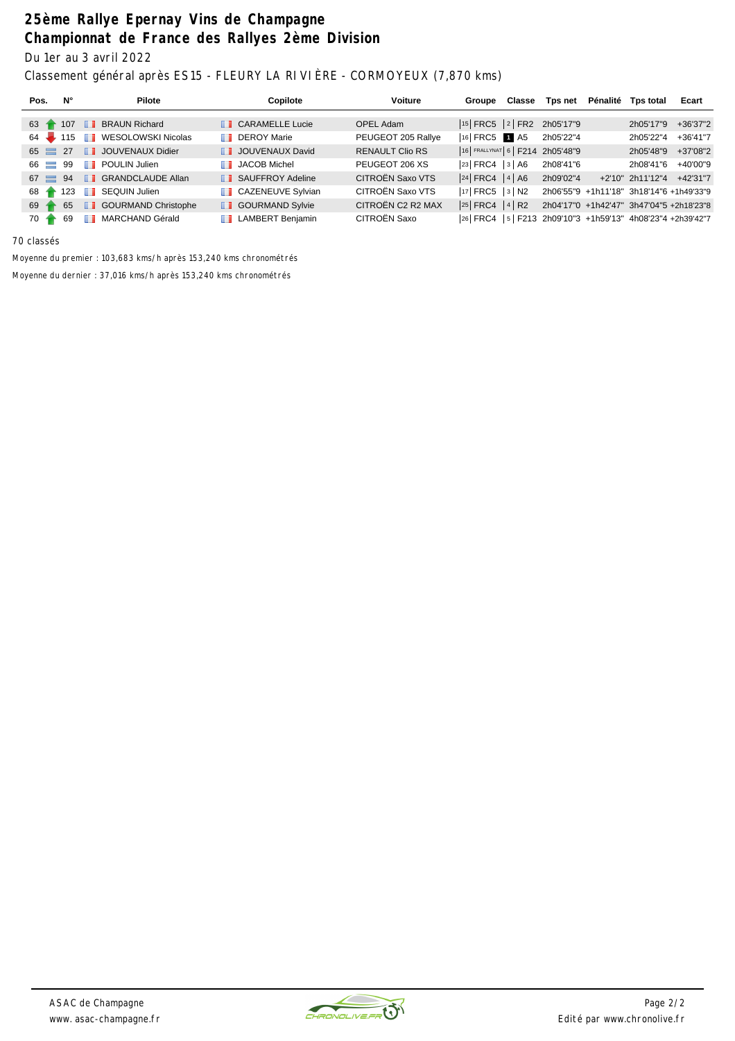# 25ème Rallye Epernay Vins de Champagne
# Championnat de France des Rallyes 2ème Division

Du 1er au 3 avril 2022

Classement général après ES15 - FLEURY LA RIVIÈRE - CORMOYEUX (7,870 kms)

| Pos. | | N° | Pilote | Copilote | Voiture | Groupe | Classe | Tps net | Pénalité | Tps total | Ecart |
|---|---|---|---|---|---|---|---|---|---|---|---|
| 63 | ↑ | 107 | BRAUN Richard | CARAMELLE Lucie | OPEL Adam | 15 FRC5 | 2 FR2 | 2h05'17"9 | | 2h05'17"9 | +36'37"2 |
| 64 | ↓ | 115 | WESOLOWSKI Nicolas | DEROY Marie | PEUGEOT 205 Rallye | 16 FRC5 | 1 A5 | 2h05'22"4 | | 2h05'22"4 | +36'41"7 |
| 65 | = | 27 | JOUVENAUX Didier | JOUVENAUX David | RENAULT Clio RS | 16 FRALLYNAT | 6 F214 | 2h05'48"9 | | 2h05'48"9 | +37'08"2 |
| 66 | = | 99 | POULIN Julien | JACOB Michel | PEUGEOT 206 XS | 23 FRC4 | 3 A6 | 2h08'41"6 | | 2h08'41"6 | +40'00"9 |
| 67 | = | 94 | GRANDCLAUDE Allan | SAUFFROY Adeline | CITROËN Saxo VTS | 24 FRC4 | 4 A6 | 2h09'02"4 | +2'10" | 2h11'12"4 | +42'31"7 |
| 68 | ↑ | 123 | SEQUIN Julien | CAZENEUVE Sylvian | CITROËN Saxo VTS | 17 FRC5 | 3 N2 | 2h06'55"9 | +1h11'18" | 3h18'14"6 | +1h49'33"9 |
| 69 | ↑ | 65 | GOURMAND Christophe | GOURMAND Sylvie | CITROËN C2 R2 MAX | 25 FRC4 | 4 R2 | 2h04'17"0 | +1h42'47" | 3h47'04"5 | +2h18'23"8 |
| 70 | ↑ | 69 | MARCHAND Gérald | LAMBERT Benjamin | CITROËN Saxo | 26 FRC4 | 5 F213 | 2h09'10"3 | +1h59'13" | 4h08'23"4 | +2h39'42"7 |

70 classés

Moyenne du premier : 103,683 kms/h après 153,240 kms chronométrés

Moyenne du dernier : 37,016 kms/h après 153,240 kms chronométrés

ASAC de Champagne
www.asac-champagne.fr

Edité par www.chronolive.fr